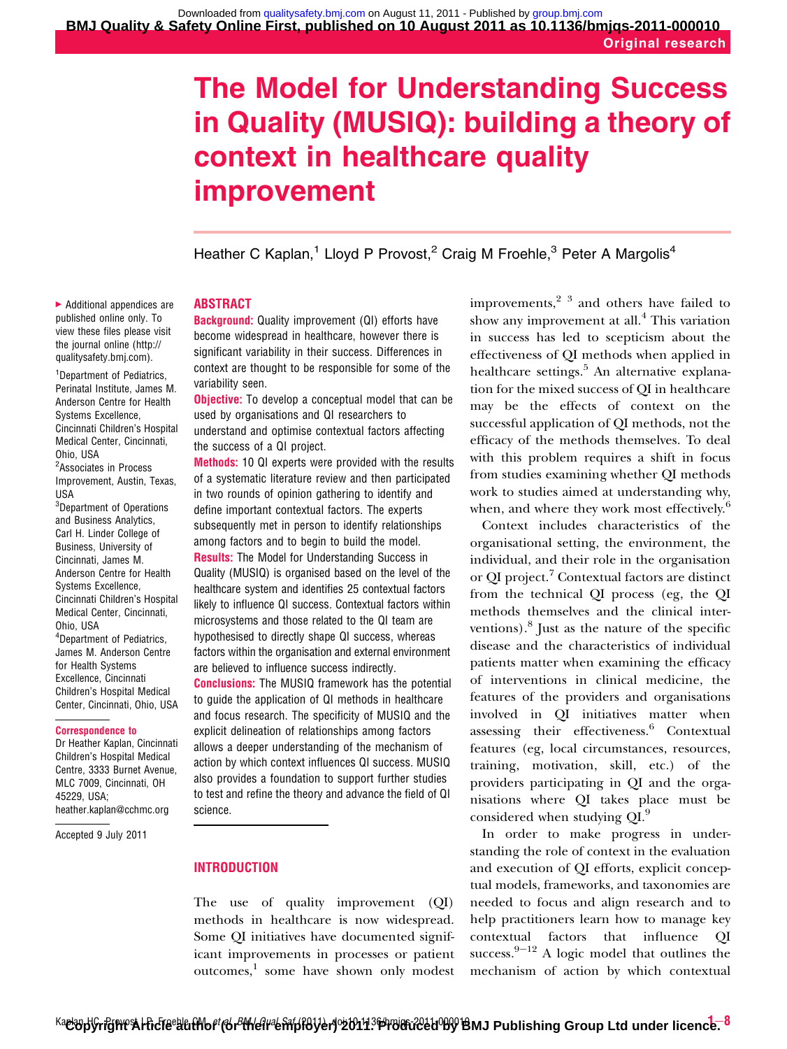Original research

# The Model for Understanding Success in Quality (MUSIQ): building a theory of context in healthcare quality improvement

Heather C Kaplan,[1] Lloyd P Provost,[2] Craig M Froehle,[3] Peter A Margolis[4]

▸ Additional appendices are published online only. To view these files please visit the journal online (http://qualitysafety.bmj.com).

[1]Department of Pediatrics, Perinatal Institute, James M. Anderson Centre for Health Systems Excellence, Cincinnati Children's Hospital Medical Center, Cincinnati, Ohio, USA
[2]Associates in Process Improvement, Austin, Texas, USA
[3]Department of Operations and Business Analytics, Carl H. Linder College of Business, University of Cincinnati, James M. Anderson Centre for Health Systems Excellence, Cincinnati Children's Hospital Medical Center, Cincinnati, Ohio, USA
[4]Department of Pediatrics, James M. Anderson Centre for Health Systems Excellence, Cincinnati Children's Hospital Medical Center, Cincinnati, Ohio, USA

**Correspondence to**
Dr Heather Kaplan, Cincinnati Children's Hospital Medical Centre, 3333 Burnet Avenue, MLC 7009, Cincinnati, OH 45229, USA; heather.kaplan@cchmc.org

Accepted 9 July 2011

## ABSTRACT

**Background:** Quality improvement (QI) efforts have become widespread in healthcare, however there is significant variability in their success. Differences in context are thought to be responsible for some of the variability seen.

**Objective:** To develop a conceptual model that can be used by organisations and QI researchers to understand and optimise contextual factors affecting the success of a QI project.

**Methods:** 10 QI experts were provided with the results of a systematic literature review and then participated in two rounds of opinion gathering to identify and define important contextual factors. The experts subsequently met in person to identify relationships among factors and to begin to build the model.

**Results:** The Model for Understanding Success in Quality (MUSIQ) is organised based on the level of the healthcare system and identifies 25 contextual factors likely to influence QI success. Contextual factors within microsystems and those related to the QI team are hypothesised to directly shape QI success, whereas factors within the organisation and external environment are believed to influence success indirectly.

**Conclusions:** The MUSIQ framework has the potential to guide the application of QI methods in healthcare and focus research. The specificity of MUSIQ and the explicit delineation of relationships among factors allows a deeper understanding of the mechanism of action by which context influences QI success. MUSIQ also provides a foundation to support further studies to test and refine the theory and advance the field of QI science.

## INTRODUCTION

The use of quality improvement (QI) methods in healthcare is now widespread. Some QI initiatives have documented significant improvements in processes or patient outcomes,[1] some have shown only modest improvements,[2 3] and others have failed to show any improvement at all.[4] This variation in success has led to scepticism about the effectiveness of QI methods when applied in healthcare settings.[5] An alternative explanation for the mixed success of QI in healthcare may be the effects of context on the successful application of QI methods, not the efficacy of the methods themselves. To deal with this problem requires a shift in focus from studies examining whether QI methods work to studies aimed at understanding why, when, and where they work most effectively.[6]

Context includes characteristics of the organisational setting, the environment, the individual, and their role in the organisation or QI project.[7] Contextual factors are distinct from the technical QI process (eg, the QI methods themselves and the clinical interventions).[8] Just as the nature of the specific disease and the characteristics of individual patients matter when examining the efficacy of interventions in clinical medicine, the features of the providers and organisations involved in QI initiatives matter when assessing their effectiveness.[6] Contextual features (eg, local circumstances, resources, training, motivation, skill, etc.) of the providers participating in QI and the organisations where QI takes place must be considered when studying QI.[9]

In order to make progress in understanding the role of context in the evaluation and execution of QI efforts, explicit conceptual models, frameworks, and taxonomies are needed to focus and align research and to help practitioners learn how to manage key contextual factors that influence QI success.[9–12] A logic model that outlines the mechanism of action by which contextual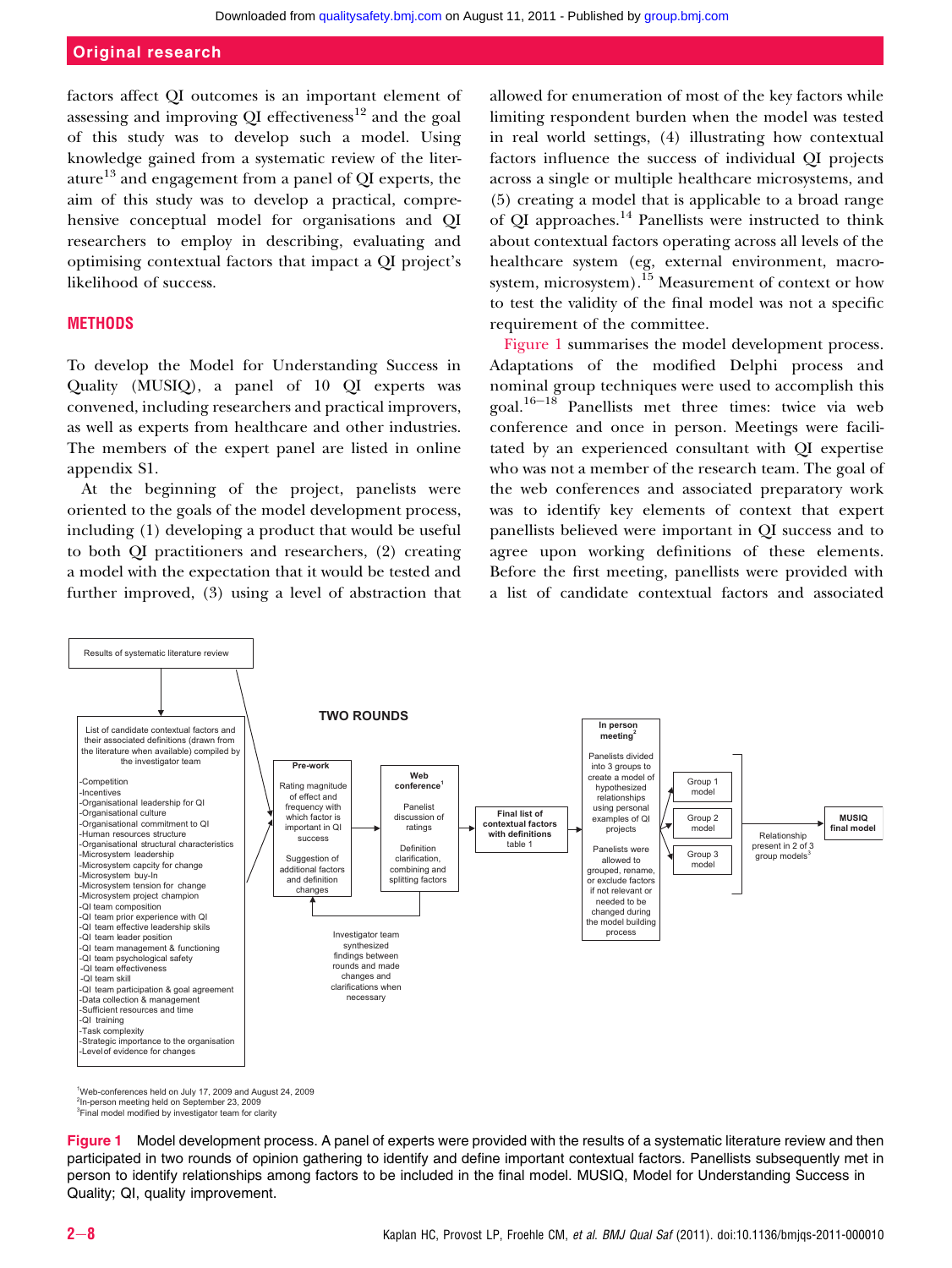factors affect QI outcomes is an important element of assessing and improving QI effectiveness[12] and the goal of this study was to develop such a model. Using knowledge gained from a systematic review of the literature[13] and engagement from a panel of QI experts, the aim of this study was to develop a practical, comprehensive conceptual model for organisations and QI researchers to employ in describing, evaluating and optimising contextual factors that impact a QI project's likelihood of success.

## METHODS

To develop the Model for Understanding Success in Quality (MUSIQ), a panel of 10 QI experts was convened, including researchers and practical improvers, as well as experts from healthcare and other industries. The members of the expert panel are listed in online appendix S1.

At the beginning of the project, panelists were oriented to the goals of the model development process, including (1) developing a product that would be useful to both QI practitioners and researchers, (2) creating a model with the expectation that it would be tested and further improved, (3) using a level of abstraction that allowed for enumeration of most of the key factors while limiting respondent burden when the model was tested in real world settings, (4) illustrating how contextual factors influence the success of individual QI projects across a single or multiple healthcare microsystems, and (5) creating a model that is applicable to a broad range of QI approaches.[14] Panellists were instructed to think about contextual factors operating across all levels of the healthcare system (eg, external environment, macrosystem, microsystem).[15] Measurement of context or how to test the validity of the final model was not a specific requirement of the committee.

Figure 1 summarises the model development process. Adaptations of the modified Delphi process and nominal group techniques were used to accomplish this goal.[16–18] Panellists met three times: twice via web conference and once in person. Meetings were facilitated by an experienced consultant with QI expertise who was not a member of the research team. The goal of the web conferences and associated preparatory work was to identify key elements of context that expert panellists believed were important in QI success and to agree upon working definitions of these elements. Before the first meeting, panellists were provided with a list of candidate contextual factors and associated

Results of systematic literature review

List of candidate contextual factors and their associated definitions (drawn from the literature when available) compiled by the investigator team

- Competition
- Incentives
- Organisational leadership for QI
- Organisational culture
- Organisational commitment to QI
- Human resources structure
- Organisational structural characteristics
- Microsystem leadership
- Microsystem capcity for change
- Microsystem buy-In
- Microsystem tension for change
- Microsystem project champion
- QI team composition
- QI team prior experience with QI
- QI team effective leadership skills
- QI team leader position
- QI team management & functioning
- QI team psychological safety
- QI team effectiveness
- QI team skill
- QI team participation & goal agreement
- Data collection & management
- Sufficient resources and time
- QI training
- Task complexity
- Strategic importance to the organisation
- Level of evidence for changes

TWO ROUNDS

Pre-work: Rating magnitude of effect and frequency with which factor is important in QI success; Suggestion of additional factors and definition changes

Web conference[1]: Panelist discussion of ratings; Definition clarification, combining and splitting factors

Investigator team synthesized findings between rounds and made changes and clarifications when necessary

Final list of contextual factors with definitions table 1

In person meeting[2]: Panelists divided into 3 groups to create a model of hypothesized relationships using personal examples of QI projects. Panelists were allowed to grouped, rename, or exclude factors if not relevant or needed to be changed during the model building process

Group 1 model; Group 2 model; Group 3 model

Relationship present in 2 of 3 group models[3]

MUSIQ final model

[1]Web-conferences held on July 17, 2009 and August 24, 2009
[2]In-person meeting held on September 23, 2009
[3]Final model modified by investigator team for clarity

**Figure 1** Model development process. A panel of experts were provided with the results of a systematic literature review and then participated in two rounds of opinion gathering to identify and define important contextual factors. Panellists subsequently met in person to identify relationships among factors to be included in the final model. MUSIQ, Model for Understanding Success in Quality; QI, quality improvement.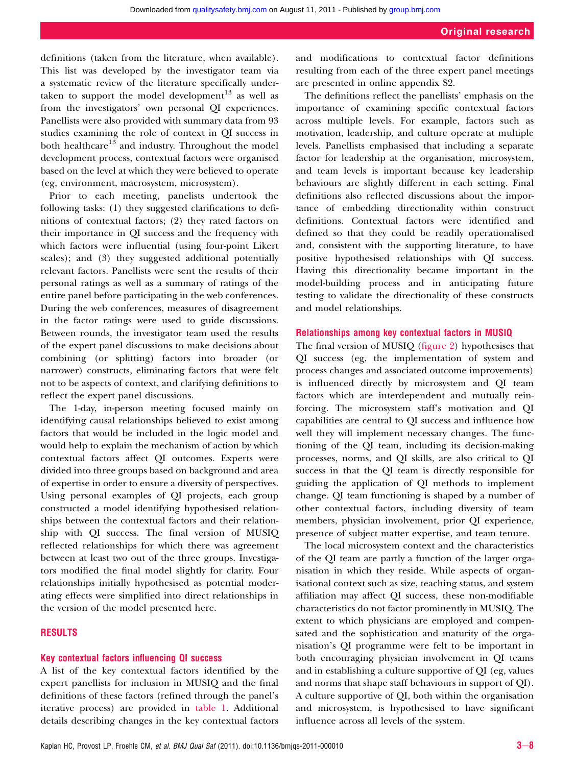definitions (taken from the literature, when available). This list was developed by the investigator team via a systematic review of the literature specifically undertaken to support the model development[13] as well as from the investigators' own personal QI experiences. Panellists were also provided with summary data from 93 studies examining the role of context in QI success in both healthcare[13] and industry. Throughout the model development process, contextual factors were organised based on the level at which they were believed to operate (eg, environment, macrosystem, microsystem).

Prior to each meeting, panelists undertook the following tasks: (1) they suggested clarifications to definitions of contextual factors; (2) they rated factors on their importance in QI success and the frequency with which factors were influential (using four-point Likert scales); and (3) they suggested additional potentially relevant factors. Panellists were sent the results of their personal ratings as well as a summary of ratings of the entire panel before participating in the web conferences. During the web conferences, measures of disagreement in the factor ratings were used to guide discussions. Between rounds, the investigator team used the results of the expert panel discussions to make decisions about combining (or splitting) factors into broader (or narrower) constructs, eliminating factors that were felt not to be aspects of context, and clarifying definitions to reflect the expert panel discussions.

The 1-day, in-person meeting focused mainly on identifying causal relationships believed to exist among factors that would be included in the logic model and would help to explain the mechanism of action by which contextual factors affect QI outcomes. Experts were divided into three groups based on background and area of expertise in order to ensure a diversity of perspectives. Using personal examples of QI projects, each group constructed a model identifying hypothesised relationships between the contextual factors and their relationship with QI success. The final version of MUSIQ reflected relationships for which there was agreement between at least two out of the three groups. Investigators modified the final model slightly for clarity. Four relationships initially hypothesised as potential moderating effects were simplified into direct relationships in the version of the model presented here.

## RESULTS

### Key contextual factors influencing QI success

A list of the key contextual factors identified by the expert panellists for inclusion in MUSIQ and the final definitions of these factors (refined through the panel's iterative process) are provided in table 1. Additional details describing changes in the key contextual factors and modifications to contextual factor definitions resulting from each of the three expert panel meetings are presented in online appendix S2.

The definitions reflect the panellists' emphasis on the importance of examining specific contextual factors across multiple levels. For example, factors such as motivation, leadership, and culture operate at multiple levels. Panellists emphasised that including a separate factor for leadership at the organisation, microsystem, and team levels is important because key leadership behaviours are slightly different in each setting. Final definitions also reflected discussions about the importance of embedding directionality within construct definitions. Contextual factors were identified and defined so that they could be readily operationalised and, consistent with the supporting literature, to have positive hypothesised relationships with QI success. Having this directionality became important in the model-building process and in anticipating future testing to validate the directionality of these constructs and model relationships.

### Relationships among key contextual factors in MUSIQ

The final version of MUSIQ (figure 2) hypothesises that QI success (eg, the implementation of system and process changes and associated outcome improvements) is influenced directly by microsystem and QI team factors which are interdependent and mutually reinforcing. The microsystem staff's motivation and QI capabilities are central to QI success and influence how well they will implement necessary changes. The functioning of the QI team, including its decision-making processes, norms, and QI skills, are also critical to QI success in that the QI team is directly responsible for guiding the application of QI methods to implement change. QI team functioning is shaped by a number of other contextual factors, including diversity of team members, physician involvement, prior QI experience, presence of subject matter expertise, and team tenure.

The local microsystem context and the characteristics of the QI team are partly a function of the larger organisation in which they reside. While aspects of organisational context such as size, teaching status, and system affiliation may affect QI success, these non-modifiable characteristics do not factor prominently in MUSIQ. The extent to which physicians are employed and compensated and the sophistication and maturity of the organisation's QI programme were felt to be important in both encouraging physician involvement in QI teams and in establishing a culture supportive of QI (eg, values and norms that shape staff behaviours in support of QI). A culture supportive of QI, both within the organisation and microsystem, is hypothesised to have significant influence across all levels of the system.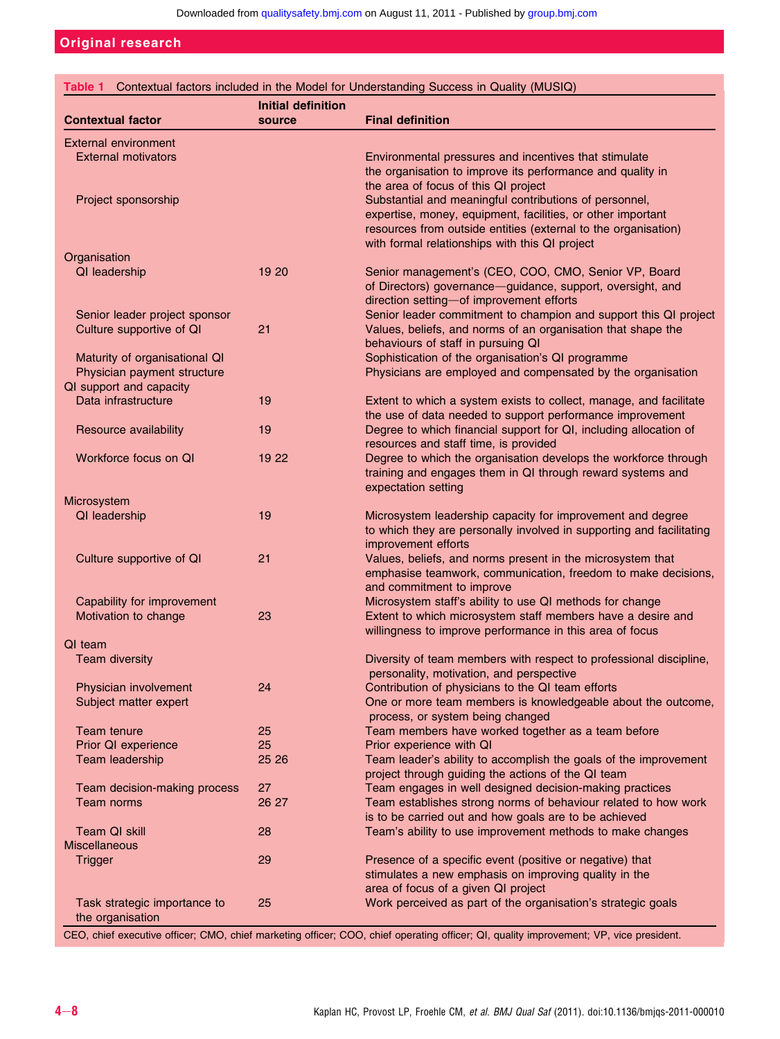**Table 1** Contextual factors included in the Model for Understanding Success in Quality (MUSIQ)

| Contextual factor | Initial definition source | Final definition |
|---|---|---|
| External environment | | |
| External motivators | | Environmental pressures and incentives that stimulate the organisation to improve its performance and quality in the area of focus of this QI project |
| Project sponsorship | | Substantial and meaningful contributions of personnel, expertise, money, equipment, facilities, or other important resources from outside entities (external to the organisation) with formal relationships with this QI project |
| Organisation | | |
| QI leadership | 19 20 | Senior management's (CEO, COO, CMO, Senior VP, Board of Directors) governance—guidance, support, oversight, and direction setting—of improvement efforts |
| Senior leader project sponsor | | Senior leader commitment to champion and support this QI project |
| Culture supportive of QI | 21 | Values, beliefs, and norms of an organisation that shape the behaviours of staff in pursuing QI |
| Maturity of organisational QI | | Sophistication of the organisation's QI programme |
| Physician payment structure | | Physicians are employed and compensated by the organisation |
| QI support and capacity | | |
| Data infrastructure | 19 | Extent to which a system exists to collect, manage, and facilitate the use of data needed to support performance improvement |
| Resource availability | 19 | Degree to which financial support for QI, including allocation of resources and staff time, is provided |
| Workforce focus on QI | 19 22 | Degree to which the organisation develops the workforce through training and engages them in QI through reward systems and expectation setting |
| Microsystem | | |
| QI leadership | 19 | Microsystem leadership capacity for improvement and degree to which they are personally involved in supporting and facilitating improvement efforts |
| Culture supportive of QI | 21 | Values, beliefs, and norms present in the microsystem that emphasise teamwork, communication, freedom to make decisions, and commitment to improve |
| Capability for improvement | | Microsystem staff's ability to use QI methods for change |
| Motivation to change | 23 | Extent to which microsystem staff members have a desire and willingness to improve performance in this area of focus |
| QI team | | |
| Team diversity | | Diversity of team members with respect to professional discipline, personality, motivation, and perspective |
| Physician involvement | 24 | Contribution of physicians to the QI team efforts |
| Subject matter expert | | One or more team members is knowledgeable about the outcome, process, or system being changed |
| Team tenure | 25 | Team members have worked together as a team before |
| Prior QI experience | 25 | Prior experience with QI |
| Team leadership | 25 26 | Team leader's ability to accomplish the goals of the improvement project through guiding the actions of the QI team |
| Team decision-making process | 27 | Team engages in well designed decision-making practices |
| Team norms | 26 27 | Team establishes strong norms of behaviour related to how work is to be carried out and how goals are to be achieved |
| Team QI skill | 28 | Team's ability to use improvement methods to make changes |
| Miscellaneous | | |
| Trigger | 29 | Presence of a specific event (positive or negative) that stimulates a new emphasis on improving quality in the area of focus of a given QI project |
| Task strategic importance to the organisation | 25 | Work perceived as part of the organisation's strategic goals |

CEO, chief executive officer; CMO, chief marketing officer; COO, chief operating officer; QI, quality improvement; VP, vice president.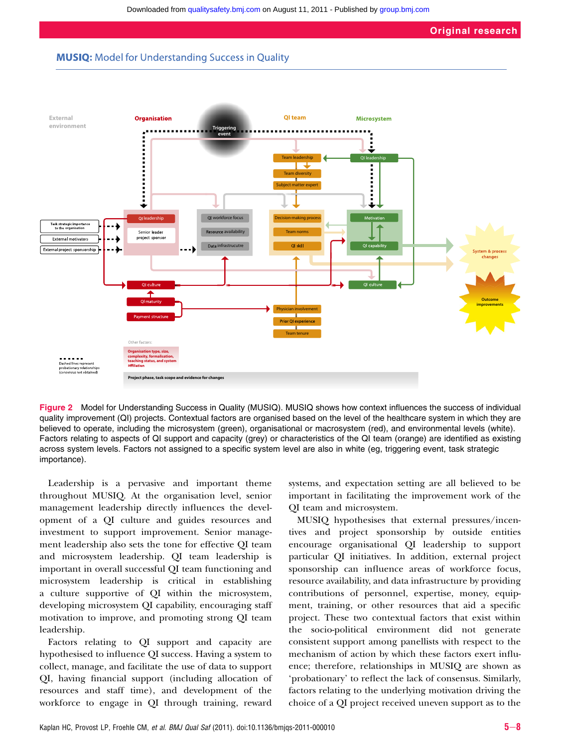## MUSIQ: Model for Understanding Success in Quality

External environment

Organisation

Triggering event

QI team

Microsystem

Team leadership

QI leadership

Team diversity

Subject matter expert

QI leadership

Senior leader project sponsor

QI workforce focus

Resource availability

Data infrastrucutre

Decision-making process

Team norms

QI skill

Motivation

QI capability

Task strategic importance to the organisation

External motivators

External project sponsorship

System & process changes

QI culture

QI culture

QI maturity

Payment structure

Physician involvement

Prior QI experience

Team tenure

Outcome improvements

Other factors:

Organisation type, size, complexity, formalisation, teaching status, and system affiliation

Dashed lines represent probationary relationships (consensus not obtained)

Project phase, task scope and evidence for changes

**Figure 2** Model for Understanding Success in Quality (MUSIQ). MUSIQ shows how context influences the success of individual quality improvement (QI) projects. Contextual factors are organised based on the level of the healthcare system in which they are believed to operate, including the microsystem (green), organisational or macrosystem (red), and environmental levels (white). Factors relating to aspects of QI support and capacity (grey) or characteristics of the QI team (orange) are identified as existing across system levels. Factors not assigned to a specific system level are also in white (eg, triggering event, task strategic importance).

Leadership is a pervasive and important theme throughout MUSIQ. At the organisation level, senior management leadership directly influences the development of a QI culture and guides resources and investment to support improvement. Senior management leadership also sets the tone for effective QI team and microsystem leadership. QI team leadership is important in overall successful QI team functioning and microsystem leadership is critical in establishing a culture supportive of QI within the microsystem, developing microsystem QI capability, encouraging staff motivation to improve, and promoting strong QI team leadership.

Factors relating to QI support and capacity are hypothesised to influence QI success. Having a system to collect, manage, and facilitate the use of data to support QI, having financial support (including allocation of resources and staff time), and development of the workforce to engage in QI through training, reward systems, and expectation setting are all believed to be important in facilitating the improvement work of the QI team and microsystem.

MUSIQ hypothesises that external pressures/incentives and project sponsorship by outside entities encourage organisational QI leadership to support particular QI initiatives. In addition, external project sponsorship can influence areas of workforce focus, resource availability, and data infrastructure by providing contributions of personnel, expertise, money, equipment, training, or other resources that aid a specific project. These two contextual factors that exist within the socio-political environment did not generate consistent support among panellists with respect to the mechanism of action by which these factors exert influence; therefore, relationships in MUSIQ are shown as 'probationary' to reflect the lack of consensus. Similarly, factors relating to the underlying motivation driving the choice of a QI project received uneven support as to the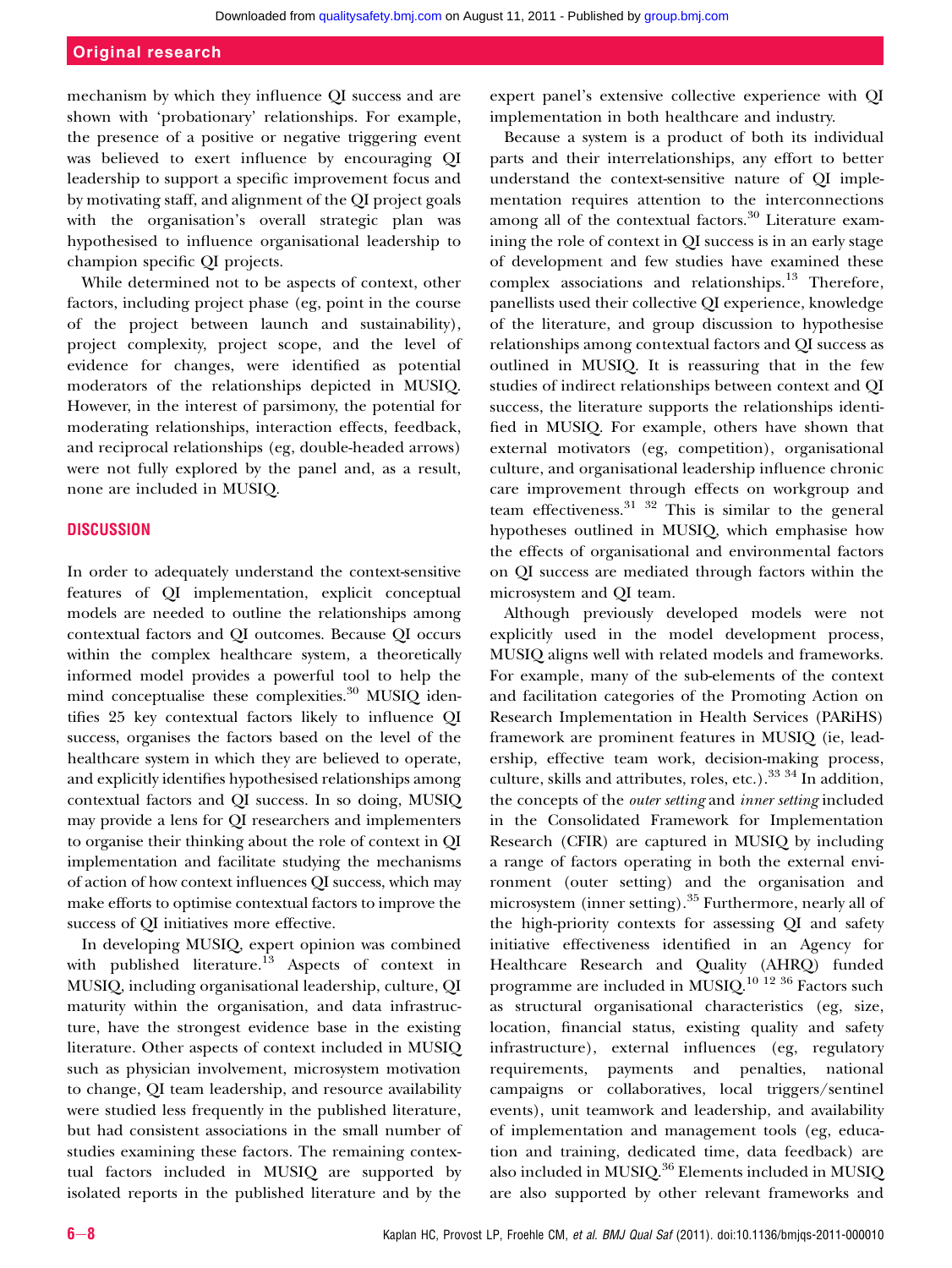mechanism by which they influence QI success and are shown with 'probationary' relationships. For example, the presence of a positive or negative triggering event was believed to exert influence by encouraging QI leadership to support a specific improvement focus and by motivating staff, and alignment of the QI project goals with the organisation's overall strategic plan was hypothesised to influence organisational leadership to champion specific QI projects.

While determined not to be aspects of context, other factors, including project phase (eg, point in the course of the project between launch and sustainability), project complexity, project scope, and the level of evidence for changes, were identified as potential moderators of the relationships depicted in MUSIQ. However, in the interest of parsimony, the potential for moderating relationships, interaction effects, feedback, and reciprocal relationships (eg, double-headed arrows) were not fully explored by the panel and, as a result, none are included in MUSIQ.

## DISCUSSION

In order to adequately understand the context-sensitive features of QI implementation, explicit conceptual models are needed to outline the relationships among contextual factors and QI outcomes. Because QI occurs within the complex healthcare system, a theoretically informed model provides a powerful tool to help the mind conceptualise these complexities.[30] MUSIQ identifies 25 key contextual factors likely to influence QI success, organises the factors based on the level of the healthcare system in which they are believed to operate, and explicitly identifies hypothesised relationships among contextual factors and QI success. In so doing, MUSIQ may provide a lens for QI researchers and implementers to organise their thinking about the role of context in QI implementation and facilitate studying the mechanisms of action of how context influences QI success, which may make efforts to optimise contextual factors to improve the success of QI initiatives more effective.

In developing MUSIQ, expert opinion was combined with published literature.[13] Aspects of context in MUSIQ, including organisational leadership, culture, QI maturity within the organisation, and data infrastructure, have the strongest evidence base in the existing literature. Other aspects of context included in MUSIQ such as physician involvement, microsystem motivation to change, QI team leadership, and resource availability were studied less frequently in the published literature, but had consistent associations in the small number of studies examining these factors. The remaining contextual factors included in MUSIQ are supported by isolated reports in the published literature and by the expert panel's extensive collective experience with QI implementation in both healthcare and industry.

Because a system is a product of both its individual parts and their interrelationships, any effort to better understand the context-sensitive nature of QI implementation requires attention to the interconnections among all of the contextual factors.[30] Literature examining the role of context in QI success is in an early stage of development and few studies have examined these complex associations and relationships.[13] Therefore, panellists used their collective QI experience, knowledge of the literature, and group discussion to hypothesise relationships among contextual factors and QI success as outlined in MUSIQ. It is reassuring that in the few studies of indirect relationships between context and QI success, the literature supports the relationships identified in MUSIQ. For example, others have shown that external motivators (eg, competition), organisational culture, and organisational leadership influence chronic care improvement through effects on workgroup and team effectiveness.[31 32] This is similar to the general hypotheses outlined in MUSIQ, which emphasise how the effects of organisational and environmental factors on QI success are mediated through factors within the microsystem and QI team.

Although previously developed models were not explicitly used in the model development process, MUSIQ aligns well with related models and frameworks. For example, many of the sub-elements of the context and facilitation categories of the Promoting Action on Research Implementation in Health Services (PARiHS) framework are prominent features in MUSIQ (ie, leadership, effective team work, decision-making process, culture, skills and attributes, roles, etc.).[33 34] In addition, the concepts of the *outer setting* and *inner setting* included in the Consolidated Framework for Implementation Research (CFIR) are captured in MUSIQ by including a range of factors operating in both the external environment (outer setting) and the organisation and microsystem (inner setting).[35] Furthermore, nearly all of the high-priority contexts for assessing QI and safety initiative effectiveness identified in an Agency for Healthcare Research and Quality (AHRQ) funded programme are included in MUSIQ.[10 12 36] Factors such as structural organisational characteristics (eg, size, location, financial status, existing quality and safety infrastructure), external influences (eg, regulatory requirements, payments and penalties, national campaigns or collaboratives, local triggers/sentinel events), unit teamwork and leadership, and availability of implementation and management tools (eg, education and training, dedicated time, data feedback) are also included in MUSIQ.[36] Elements included in MUSIQ are also supported by other relevant frameworks and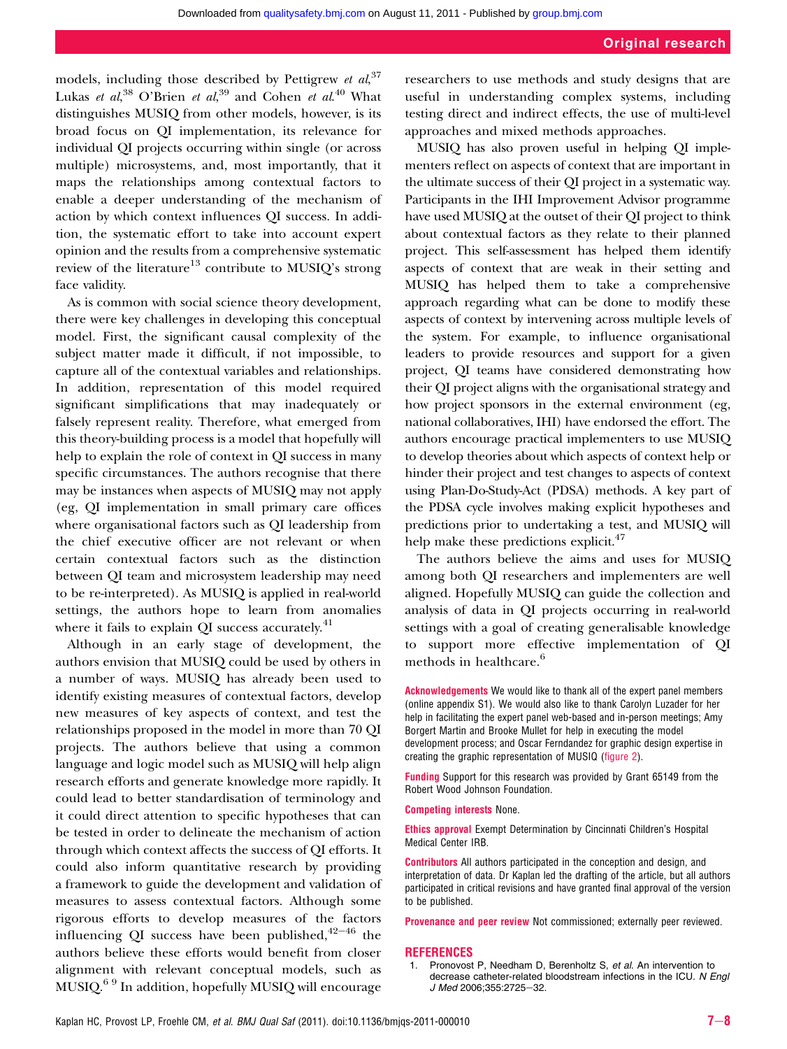models, including those described by Pettigrew *et al*,[37] Lukas *et al*,[38] O'Brien *et al*,[39] and Cohen *et al*.[40] What distinguishes MUSIQ from other models, however, is its broad focus on QI implementation, its relevance for individual QI projects occurring within single (or across multiple) microsystems, and, most importantly, that it maps the relationships among contextual factors to enable a deeper understanding of the mechanism of action by which context influences QI success. In addition, the systematic effort to take into account expert opinion and the results from a comprehensive systematic review of the literature[13] contribute to MUSIQ's strong face validity.

As is common with social science theory development, there were key challenges in developing this conceptual model. First, the significant causal complexity of the subject matter made it difficult, if not impossible, to capture all of the contextual variables and relationships. In addition, representation of this model required significant simplifications that may inadequately or falsely represent reality. Therefore, what emerged from this theory-building process is a model that hopefully will help to explain the role of context in QI success in many specific circumstances. The authors recognise that there may be instances when aspects of MUSIQ may not apply (eg, QI implementation in small primary care offices where organisational factors such as QI leadership from the chief executive officer are not relevant or when certain contextual factors such as the distinction between QI team and microsystem leadership may need to be re-interpreted). As MUSIQ is applied in real-world settings, the authors hope to learn from anomalies where it fails to explain QI success accurately.[41]

Although in an early stage of development, the authors envision that MUSIQ could be used by others in a number of ways. MUSIQ has already been used to identify existing measures of contextual factors, develop new measures of key aspects of context, and test the relationships proposed in the model in more than 70 QI projects. The authors believe that using a common language and logic model such as MUSIQ will help align research efforts and generate knowledge more rapidly. It could lead to better standardisation of terminology and it could direct attention to specific hypotheses that can be tested in order to delineate the mechanism of action through which context affects the success of QI efforts. It could also inform quantitative research by providing a framework to guide the development and validation of measures to assess contextual factors. Although some rigorous efforts to develop measures of the factors influencing QI success have been published,[42–46] the authors believe these efforts would benefit from closer alignment with relevant conceptual models, such as MUSIQ.[6 9] In addition, hopefully MUSIQ will encourage researchers to use methods and study designs that are useful in understanding complex systems, including testing direct and indirect effects, the use of multi-level approaches and mixed methods approaches.

MUSIQ has also proven useful in helping QI implementers reflect on aspects of context that are important in the ultimate success of their QI project in a systematic way. Participants in the IHI Improvement Advisor programme have used MUSIQ at the outset of their QI project to think about contextual factors as they relate to their planned project. This self-assessment has helped them identify aspects of context that are weak in their setting and MUSIQ has helped them to take a comprehensive approach regarding what can be done to modify these aspects of context by intervening across multiple levels of the system. For example, to influence organisational leaders to provide resources and support for a given project, QI teams have considered demonstrating how their QI project aligns with the organisational strategy and how project sponsors in the external environment (eg, national collaboratives, IHI) have endorsed the effort. The authors encourage practical implementers to use MUSIQ to develop theories about which aspects of context help or hinder their project and test changes to aspects of context using Plan-Do-Study-Act (PDSA) methods. A key part of the PDSA cycle involves making explicit hypotheses and predictions prior to undertaking a test, and MUSIQ will help make these predictions explicit.[47]

The authors believe the aims and uses for MUSIQ among both QI researchers and implementers are well aligned. Hopefully MUSIQ can guide the collection and analysis of data in QI projects occurring in real-world settings with a goal of creating generalisable knowledge to support more effective implementation of QI methods in healthcare.[6]

**Acknowledgements** We would like to thank all of the expert panel members (online appendix S1). We would also like to thank Carolyn Luzader for her help in facilitating the expert panel web-based and in-person meetings; Amy Borgert Martin and Brooke Mullet for help in executing the model development process; and Oscar Ferndandez for graphic design expertise in creating the graphic representation of MUSIQ (figure 2).

**Funding** Support for this research was provided by Grant 65149 from the Robert Wood Johnson Foundation.

**Competing interests** None.

**Ethics approval** Exempt Determination by Cincinnati Children's Hospital Medical Center IRB.

**Contributors** All authors participated in the conception and design, and interpretation of data. Dr Kaplan led the drafting of the article, but all authors participated in critical revisions and have granted final approval of the version to be published.

**Provenance and peer review** Not commissioned; externally peer reviewed.

## REFERENCES

1. Pronovost P, Needham D, Berenholtz S, *et al*. An intervention to decrease catheter-related bloodstream infections in the ICU. *N Engl J Med* 2006;355:2725–32.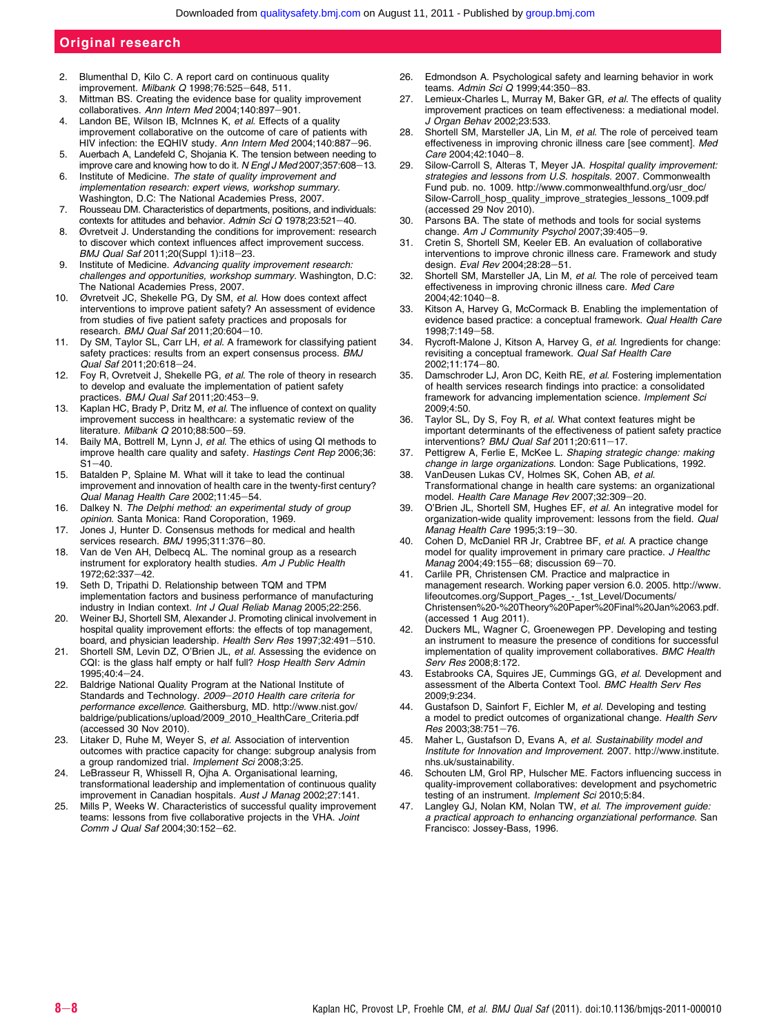2. Blumenthal D, Kilo C. A report card on continuous quality improvement. *Milbank Q* 1998;76:525−648, 511.
3. Mittman BS. Creating the evidence base for quality improvement collaboratives. *Ann Intern Med* 2004;140:897−901.
4. Landon BE, Wilson IB, McInnes K, *et al*. Effects of a quality improvement collaborative on the outcome of care of patients with HIV infection: the EQHIV study. *Ann Intern Med* 2004;140:887−96.
5. Auerbach A, Landefeld C, Shojania K. The tension between needing to improve care and knowing how to do it. *N Engl J Med* 2007;357:608−13.
6. Institute of Medicine. *The state of quality improvement and implementation research: expert views, workshop summary*. Washington, D.C: The National Academies Press, 2007.
7. Rousseau DM. Characteristics of departments, positions, and individuals: contexts for attitudes and behavior. *Admin Sci Q* 1978;23:521−40.
8. Øvretveit J. Understanding the conditions for improvement: research to discover which context influences affect improvement success. *BMJ Qual Saf* 2011;20(Suppl 1):i18−23.
9. Institute of Medicine. *Advancing quality improvement research: challenges and opportunities, workshop summary*. Washington, D.C: The National Academies Press, 2007.
10. Øvretveit JC, Shekelle PG, Dy SM, *et al*. How does context affect interventions to improve patient safety? An assessment of evidence from studies of five patient safety practices and proposals for research. *BMJ Qual Saf* 2011;20:604−10.
11. Dy SM, Taylor SL, Carr LH, *et al*. A framework for classifying patient safety practices: results from an expert consensus process. *BMJ Qual Saf* 2011;20:618−24.
12. Foy R, Ovretveit J, Shekelle PG, *et al*. The role of theory in research to develop and evaluate the implementation of patient safety practices. *BMJ Qual Saf* 2011;20:453−9.
13. Kaplan HC, Brady P, Dritz M, *et al*. The influence of context on quality improvement success in healthcare: a systematic review of the literature. *Milbank Q* 2010;88:500−59.
14. Baily MA, Bottrell M, Lynn J, *et al*. The ethics of using QI methods to improve health care quality and safety. *Hastings Cent Rep* 2006;36:S1−40.
15. Batalden P, Splaine M. What will it take to lead the continual improvement and innovation of health care in the twenty-first century? *Qual Manag Health Care* 2002;11:45−54.
16. Dalkey N. *The Delphi method: an experimental study of group opinion*. Santa Monica: Rand Coroporation, 1969.
17. Jones J, Hunter D. Consensus methods for medical and health services research. *BMJ* 1995;311:376−80.
18. Van de Ven AH, Delbecq AL. The nominal group as a research instrument for exploratory health studies. *Am J Public Health* 1972;62:337−42.
19. Seth D, Tripathi D. Relationship between TQM and TPM implementation factors and business performance of manufacturing industry in Indian context. *Int J Qual Reliab Manag* 2005;22:256.
20. Weiner BJ, Shortell SM, Alexander J. Promoting clinical involvement in hospital quality improvement efforts: the effects of top management, board, and physician leadership. *Health Serv Res* 1997;32:491−510.
21. Shortell SM, Levin DZ, O'Brien JL, *et al*. Assessing the evidence on CQI: is the glass half empty or half full? *Hosp Health Serv Admin* 1995;40:4−24.
22. Baldrige National Quality Program at the National Institute of Standards and Technology. *2009−2010 Health care criteria for performance excellence*. Gaithersburg, MD. http://www.nist.gov/baldrige/publications/upload/2009_2010_HealthCare_Criteria.pdf (accessed 30 Nov 2010).
23. Litaker D, Ruhe M, Weyer S, *et al*. Association of intervention outcomes with practice capacity for change: subgroup analysis from a group randomized trial. *Implement Sci* 2008;3:25.
24. LeBrasseur R, Whissell R, Ojha A. Organisational learning, transformational leadership and implementation of continuous quality improvement in Canadian hospitals. *Aust J Manag* 2002;27:141.
25. Mills P, Weeks W. Characteristics of successful quality improvement teams: lessons from five collaborative projects in the VHA. *Joint Comm J Qual Saf* 2004;30:152−62.
26. Edmondson A. Psychological safety and learning behavior in work teams. *Admin Sci Q* 1999;44:350−83.
27. Lemieux-Charles L, Murray M, Baker GR, *et al*. The effects of quality improvement practices on team effectiveness: a mediational model. *J Organ Behav* 2002;23:533.
28. Shortell SM, Marsteller JA, Lin M, *et al*. The role of perceived team effectiveness in improving chronic illness care [see comment]. *Med Care* 2004;42:1040−8.
29. Silow-Carroll S, Alteras T, Meyer JA. *Hospital quality improvement: strategies and lessons from U.S. hospitals*. 2007. Commonwealth Fund pub. no. 1009. http://www.commonwealthfund.org/usr_doc/Silow-Carroll_hosp_quality_improve_strategies_lessons_1009.pdf (accessed 29 Nov 2010).
30. Parsons BA. The state of methods and tools for social systems change. *Am J Community Psychol* 2007;39:405−9.
31. Cretin S, Shortell SM, Keeler EB. An evaluation of collaborative interventions to improve chronic illness care. Framework and study design. *Eval Rev* 2004;28:28−51.
32. Shortell SM, Marsteller JA, Lin M, *et al*. The role of perceived team effectiveness in improving chronic illness care. *Med Care* 2004;42:1040−8.
33. Kitson A, Harvey G, McCormack B. Enabling the implementation of evidence based practice: a conceptual framework. *Qual Health Care* 1998;7:149−58.
34. Rycroft-Malone J, Kitson A, Harvey G, *et al*. Ingredients for change: revisiting a conceptual framework. *Qual Saf Health Care* 2002;11:174−80.
35. Damschroder LJ, Aron DC, Keith RE, *et al*. Fostering implementation of health services research findings into practice: a consolidated framework for advancing implementation science. *Implement Sci* 2009;4:50.
36. Taylor SL, Dy S, Foy R, *et al*. What context features might be important determinants of the effectiveness of patient safety practice interventions? *BMJ Qual Saf* 2011;20:611−17.
37. Pettigrew A, Ferlie E, McKee L. *Shaping strategic change: making change in large organizations*. London: Sage Publications, 1992.
38. VanDeusen Lukas CV, Holmes SK, Cohen AB, *et al*. Transformational change in health care systems: an organizational model. *Health Care Manage Rev* 2007;32:309−20.
39. O'Brien JL, Shortell SM, Hughes EF, *et al*. An integrative model for organization-wide quality improvement: lessons from the field. *Qual Manag Health Care* 1995;3:19−30.
40. Cohen D, McDaniel RR Jr, Crabtree BF, *et al*. A practice change model for quality improvement in primary care practice. *J Healthc Manag* 2004;49:155−68; discussion 69−70.
41. Carlile PR, Christensen CM. Practice and malpractice in management research. Working paper version 6.0. 2005. http://www.lifeoutcomes.org/Support_Pages_-_1st_Level/Documents/Christensen%20-%20Theory%20Paper%20Final%20Jan%2063.pdf. (accessed 1 Aug 2011).
42. Duckers ML, Wagner C, Groenewegen PP. Developing and testing an instrument to measure the presence of conditions for successful implementation of quality improvement collaboratives. *BMC Health Serv Res* 2008;8:172.
43. Estabrooks CA, Squires JE, Cummings GG, *et al*. Development and assessment of the Alberta Context Tool. *BMC Health Serv Res* 2009;9:234.
44. Gustafson D, Sainfort F, Eichler M, *et al*. Developing and testing a model to predict outcomes of organizational change. *Health Serv Res* 2003;38:751−76.
45. Maher L, Gustafson D, Evans A, *et al*. *Sustainability model and Institute for Innovation and Improvement*. 2007. http://www.institute.nhs.uk/sustainability.
46. Schouten LM, Grol RP, Hulscher ME. Factors influencing success in quality-improvement collaboratives: development and psychometric testing of an instrument. *Implement Sci* 2010;5:84.
47. Langley GJ, Nolan KM, Nolan TW, *et al*. *The improvement guide: a practical approach to enhancing organziational performance*. San Francisco: Jossey-Bass, 1996.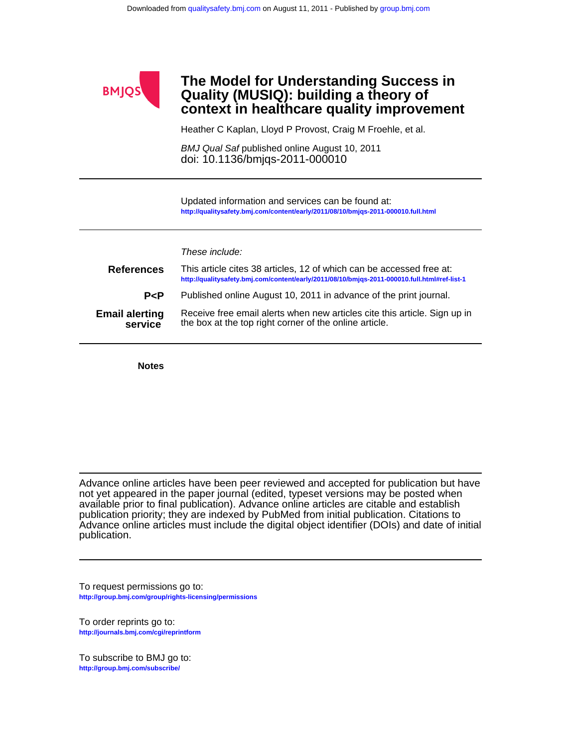Downloaded from qualitysafety.bmj.com on August 11, 2011 - Published by group.bmj.com

BMJQS

# The Model for Understanding Success in Quality (MUSIQ): building a theory of context in healthcare quality improvement

Heather C Kaplan, Lloyd P Provost, Craig M Froehle, et al.

*BMJ Qual Saf* published online August 10, 2011
doi: 10.1136/bmjqs-2011-000010

---

Updated information and services can be found at:
http://qualitysafety.bmj.com/content/early/2011/08/10/bmjqs-2011-000010.full.html

---

*These include:*

**References** This article cites 38 articles, 12 of which can be accessed free at:
http://qualitysafety.bmj.com/content/early/2011/08/10/bmjqs-2011-000010.full.html#ref-list-1

**P<P** Published online August 10, 2011 in advance of the print journal.

**Email alerting service** Receive free email alerts when new articles cite this article. Sign up in the box at the top right corner of the online article.

---

**Notes**

---

Advance online articles have been peer reviewed and accepted for publication but have not yet appeared in the paper journal (edited, typeset versions may be posted when available prior to final publication). Advance online articles are citable and establish publication priority; they are indexed by PubMed from initial publication. Citations to Advance online articles must include the digital object identifier (DOIs) and date of initial publication.

---

To request permissions go to:
http://group.bmj.com/group/rights-licensing/permissions

To order reprints go to:
http://journals.bmj.com/cgi/reprintform

To subscribe to BMJ go to:
http://group.bmj.com/subscribe/